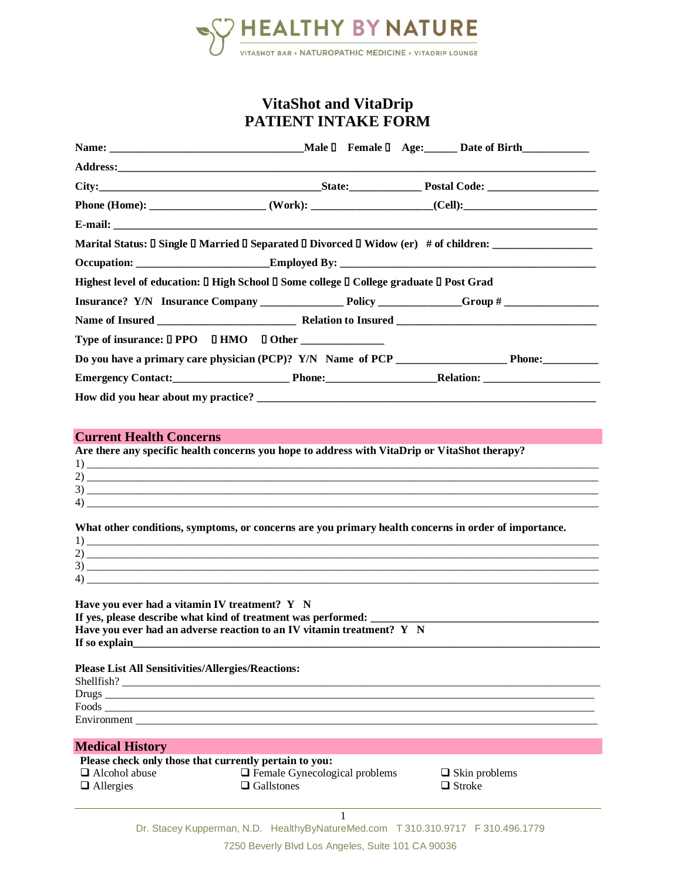HEALTHY BY NATURE

VITASHOT BAR • NATUROPATHIC MEDICINE • VITADRIP LOUNGE

# VitaShot and VitaDrip
# PATIENT INTAKE FORM

**Name: ________________________________ Male ☐ Female ☐ Age:_____ Date of Birth___________**

**Address:______________________________________________________________________________**

**City:______________________________________ State:___________ Postal Code: __________________**

**Phone (Home): ___________________ (Work): ___________________ (Cell):_____________________**

**E-mail: _________________________________________________________________________________**

**Marital Status: ☐ Single ☐ Married ☐ Separated ☐ Divorced ☐ Widow (er) # of children: ________________**

**Occupation: _____________________ Employed By: ______________________________________________**

**Highest level of education: ☐ High School ☐ Some college ☐ College graduate ☐ Post Grad**

**Insurance? Y/N Insurance Company ______________ Policy ______________ Group # ________________**

**Name of Insured _______________________ Relation to Insured __________________________________**

**Type of insurance: ☐ PPO ☐ HMO ☐ Other ______________**

**Do you have a primary care physician (PCP)? Y/N Name of PCP __________________ Phone:_________**

**Emergency Contact:___________________ Phone:__________________ Relation: ___________________**

**How did you hear about my practice? ___________________________________________________________**

## Current Health Concerns

**Are there any specific health concerns you hope to address with VitaDrip or VitaShot therapy?**

1) ______________________________________________________________________________
2) ______________________________________________________________________________
3) ______________________________________________________________________________
4) ______________________________________________________________________________

**What other conditions, symptoms, or concerns are you primary health concerns in order of importance.**

1) ______________________________________________________________________________
2) ______________________________________________________________________________
3) ______________________________________________________________________________
4) ______________________________________________________________________________

**Have you ever had a vitamin IV treatment? Y N**
**If yes, please describe what kind of treatment was performed: ______________________________________**
**Have you ever had an adverse reaction to an IV vitamin treatment? Y N**
**If so explain______________________________________________________________________________**

**Please List All Sensitivities/Allergies/Reactions:**

Shellfish? _________________________________________________________________________
Drugs ____________________________________________________________________________
Foods ____________________________________________________________________________
Environment _______________________________________________________________________

## Medical History

**Please check only those that currently pertain to you:**

- ☐ Alcohol abuse
- ☐ Allergies
- ☐ Female Gynecological problems
- ☐ Gallstones
- ☐ Skin problems
- ☐ Stroke

Dr. Stacey Kupperman, N.D. HealthyByNatureMed.com T 310.310.9717 F 310.496.1779
7250 Beverly Blvd Los Angeles, Suite 101 CA 90036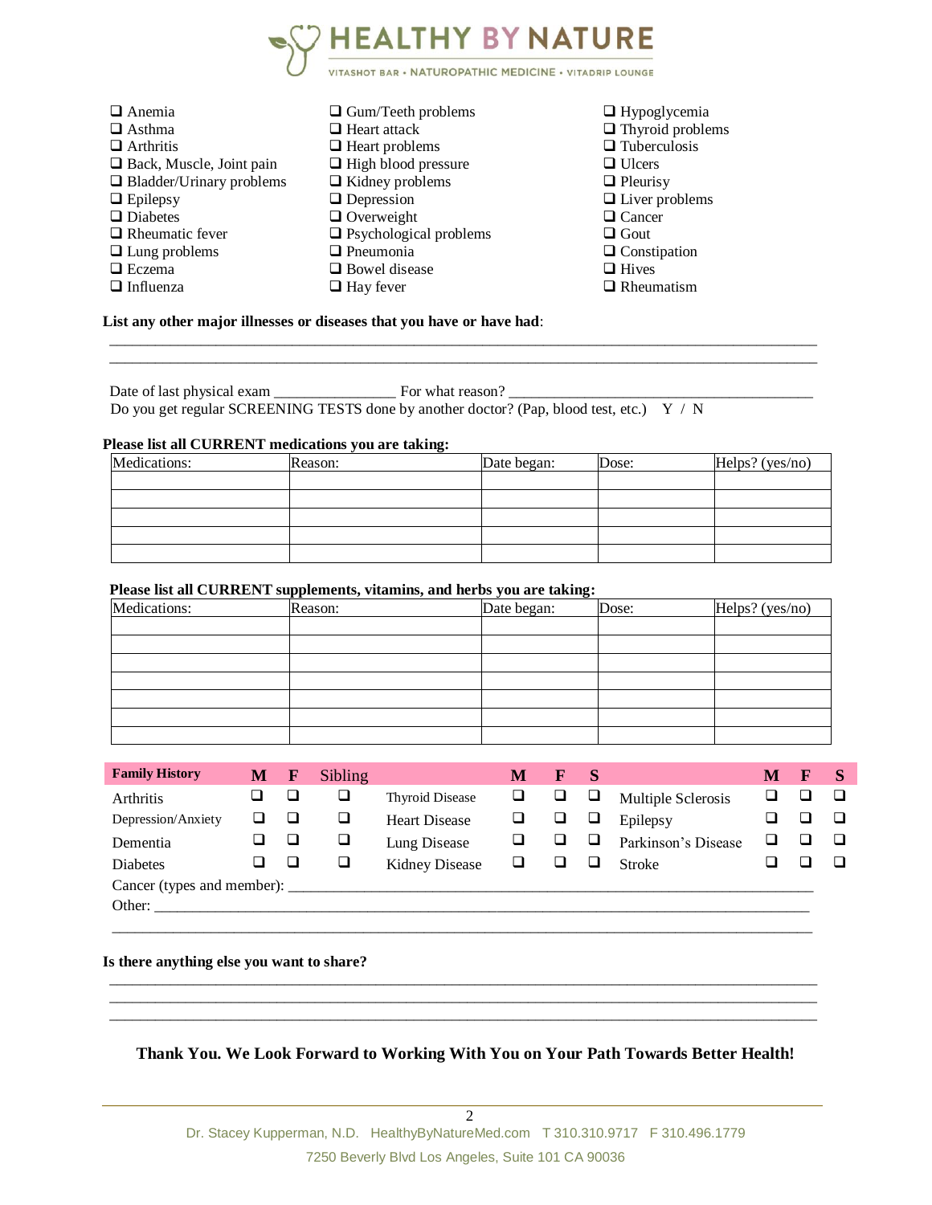# HEALTHY BY NATURE

VITASHOT BAR • NATUROPATHIC MEDICINE • VITADRIP LOUNGE

- ❑ Anemia
- ❑ Asthma
- ❑ Arthritis
- ❑ Back, Muscle, Joint pain
- ❑ Bladder/Urinary problems
- ❑ Epilepsy
- ❑ Diabetes
- ❑ Rheumatic fever
- ❑ Lung problems
- ❑ Eczema
- ❑ Influenza
- ❑ Gum/Teeth problems
- ❑ Heart attack
- ❑ Heart problems
- ❑ High blood pressure
- ❑ Kidney problems
- ❑ Depression
- ❑ Overweight
- ❑ Psychological problems
- ❑ Pneumonia
- ❑ Bowel disease
- ❑ Hay fever
- ❑ Hypoglycemia
- ❑ Thyroid problems
- ❑ Tuberculosis
- ❑ Ulcers
- ❑ Pleurisy
- ❑ Liver problems
- ❑ Cancer
- ❑ Gout
- ❑ Constipation
- ❑ Hives
- ❑ Rheumatism

**List any other major illnesses or diseases that you have or have had**:

_______________________________________________________________________________

_______________________________________________________________________________

Date of last physical exam _______________ For what reason? ________________________________________

Do you get regular SCREENING TESTS done by another doctor? (Pap, blood test, etc.) Y / N

**Please list all CURRENT medications you are taking:**

| Medications: | Reason: | Date began: | Dose: | Helps? (yes/no) |
|---|---|---|---|---|
| | | | | |
| | | | | |
| | | | | |
| | | | | |
| | | | | |

**Please list all CURRENT supplements, vitamins, and herbs you are taking:**

| Medications: | Reason: | Date began: | Dose: | Helps? (yes/no) |
|---|---|---|---|---|
| | | | | |
| | | | | |
| | | | | |
| | | | | |
| | | | | |
| | | | | |
| | | | | |

| **Family History** | **M** | **F** | Sibling | | **M** | **F** | **S** | | **M** | **F** | **S** |
|---|---|---|---|---|---|---|---|---|---|---|---|
| Arthritis | ❑ | ❑ | ❑ | Thyroid Disease | ❑ | ❑ | ❑ | Multiple Sclerosis | ❑ | ❑ | ❑ |
| Depression/Anxiety | ❑ | ❑ | ❑ | Heart Disease | ❑ | ❑ | ❑ | Epilepsy | ❑ | ❑ | ❑ |
| Dementia | ❑ | ❑ | ❑ | Lung Disease | ❑ | ❑ | ❑ | Parkinson's Disease | ❑ | ❑ | ❑ |
| Diabetes | ❑ | ❑ | ❑ | Kidney Disease | ❑ | ❑ | ❑ | Stroke | ❑ | ❑ | ❑ |

Cancer (types and member): ____________________________________________________________________

Other: ______________________________________________________________________________

_______________________________________________________________________________

**Is there anything else you want to share?**

_______________________________________________________________________________

_______________________________________________________________________________

_______________________________________________________________________________

**Thank You. We Look Forward to Working With You on Your Path Towards Better Health!**

Dr. Stacey Kupperman, N.D. HealthyByNatureMed.com T 310.310.9717 F 310.496.1779

7250 Beverly Blvd Los Angeles, Suite 101 CA 90036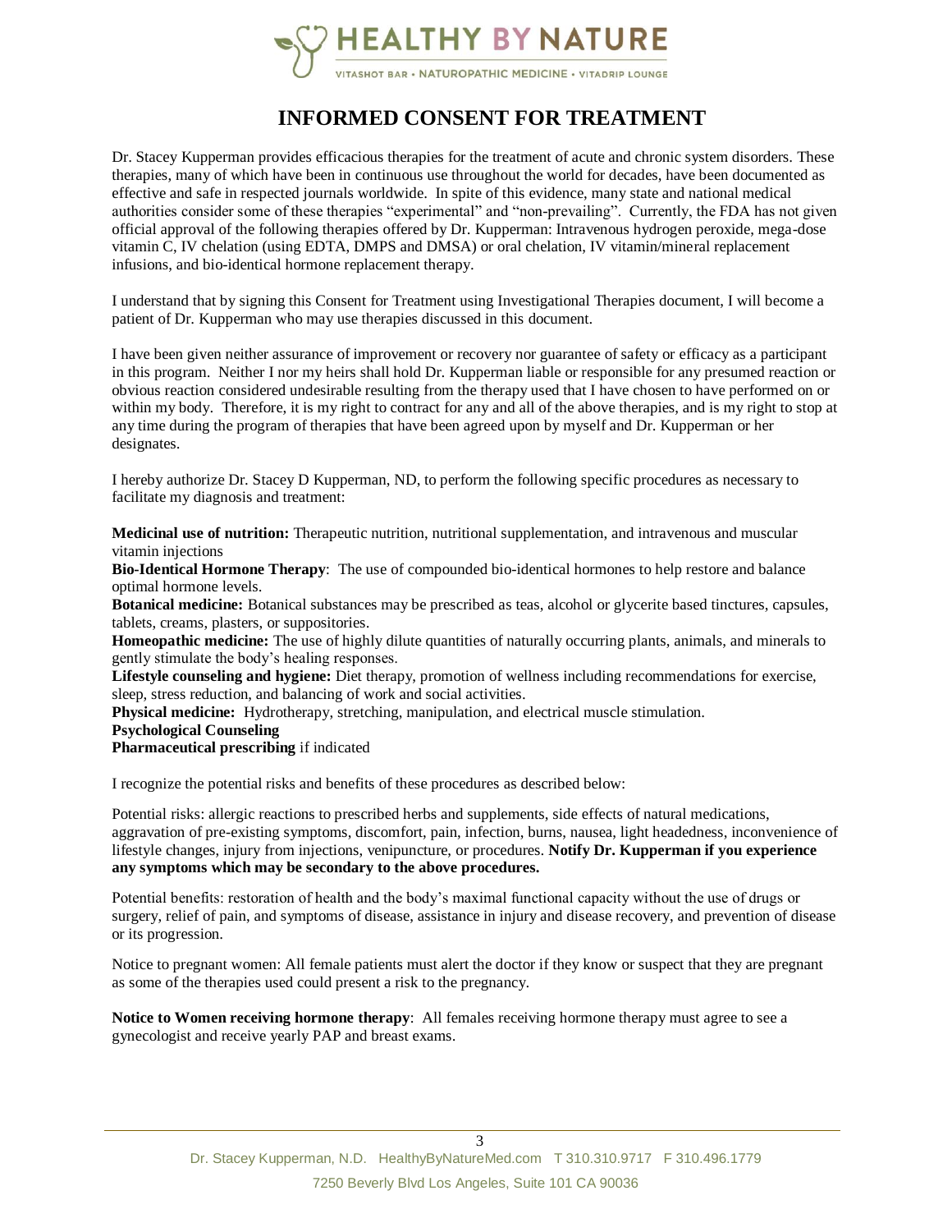# INFORMED CONSENT FOR TREATMENT

Dr. Stacey Kupperman provides efficacious therapies for the treatment of acute and chronic system disorders. These therapies, many of which have been in continuous use throughout the world for decades, have been documented as effective and safe in respected journals worldwide. In spite of this evidence, many state and national medical authorities consider some of these therapies "experimental" and "non-prevailing". Currently, the FDA has not given official approval of the following therapies offered by Dr. Kupperman: Intravenous hydrogen peroxide, mega-dose vitamin C, IV chelation (using EDTA, DMPS and DMSA) or oral chelation, IV vitamin/mineral replacement infusions, and bio-identical hormone replacement therapy.

I understand that by signing this Consent for Treatment using Investigational Therapies document, I will become a patient of Dr. Kupperman who may use therapies discussed in this document.

I have been given neither assurance of improvement or recovery nor guarantee of safety or efficacy as a participant in this program. Neither I nor my heirs shall hold Dr. Kupperman liable or responsible for any presumed reaction or obvious reaction considered undesirable resulting from the therapy used that I have chosen to have performed on or within my body. Therefore, it is my right to contract for any and all of the above therapies, and is my right to stop at any time during the program of therapies that have been agreed upon by myself and Dr. Kupperman or her designates.

I hereby authorize Dr. Stacey D Kupperman, ND, to perform the following specific procedures as necessary to facilitate my diagnosis and treatment:

**Medicinal use of nutrition:** Therapeutic nutrition, nutritional supplementation, and intravenous and muscular vitamin injections
**Bio-Identical Hormone Therapy**: The use of compounded bio-identical hormones to help restore and balance optimal hormone levels.
**Botanical medicine:** Botanical substances may be prescribed as teas, alcohol or glycerite based tinctures, capsules, tablets, creams, plasters, or suppositories.
**Homeopathic medicine:** The use of highly dilute quantities of naturally occurring plants, animals, and minerals to gently stimulate the body's healing responses.
**Lifestyle counseling and hygiene:** Diet therapy, promotion of wellness including recommendations for exercise, sleep, stress reduction, and balancing of work and social activities.
**Physical medicine:** Hydrotherapy, stretching, manipulation, and electrical muscle stimulation.
**Psychological Counseling**
**Pharmaceutical prescribing** if indicated

I recognize the potential risks and benefits of these procedures as described below:

Potential risks: allergic reactions to prescribed herbs and supplements, side effects of natural medications, aggravation of pre-existing symptoms, discomfort, pain, infection, burns, nausea, light headedness, inconvenience of lifestyle changes, injury from injections, venipuncture, or procedures. **Notify Dr. Kupperman if you experience any symptoms which may be secondary to the above procedures.**

Potential benefits: restoration of health and the body's maximal functional capacity without the use of drugs or surgery, relief of pain, and symptoms of disease, assistance in injury and disease recovery, and prevention of disease or its progression.

Notice to pregnant women: All female patients must alert the doctor if they know or suspect that they are pregnant as some of the therapies used could present a risk to the pregnancy.

**Notice to Women receiving hormone therapy**: All females receiving hormone therapy must agree to see a gynecologist and receive yearly PAP and breast exams.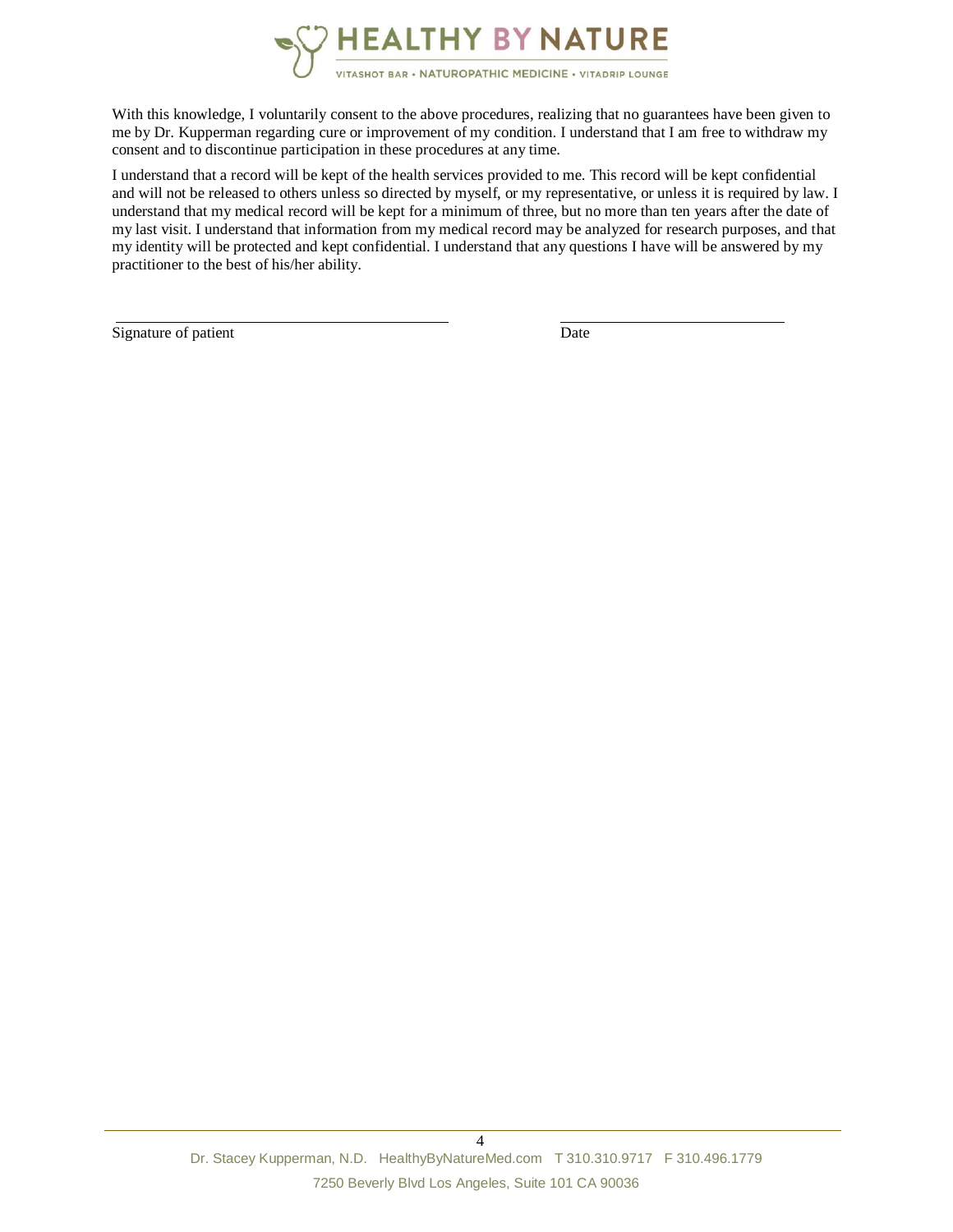With this knowledge, I voluntarily consent to the above procedures, realizing that no guarantees have been given to me by Dr. Kupperman regarding cure or improvement of my condition. I understand that I am free to withdraw my consent and to discontinue participation in these procedures at any time.

I understand that a record will be kept of the health services provided to me. This record will be kept confidential and will not be released to others unless so directed by myself, or my representative, or unless it is required by law. I understand that my medical record will be kept for a minimum of three, but no more than ten years after the date of my last visit. I understand that information from my medical record may be analyzed for research purposes, and that my identity will be protected and kept confidential. I understand that any questions I have will be answered by my practitioner to the best of his/her ability.

\_\_\_\_\_\_\_\_\_\_\_\_\_\_\_\_\_\_\_\_\_\_\_\_\_\_\_\_\_\_\_\_\_\_\_\_\_\_\_\_\_\_\_\_ &nbsp;&nbsp;&nbsp;&nbsp;&nbsp;&nbsp;&nbsp;&nbsp; \_\_\_\_\_\_\_\_\_\_\_\_\_\_\_\_\_\_\_\_\_\_\_\_\_\_\_\_\_\_

Signature of patient &nbsp;&nbsp;&nbsp;&nbsp;&nbsp;&nbsp;&nbsp;&nbsp;&nbsp;&nbsp;&nbsp;&nbsp;&nbsp;&nbsp;&nbsp;&nbsp;&nbsp;&nbsp;&nbsp;&nbsp;&nbsp;&nbsp;&nbsp;&nbsp;&nbsp;&nbsp;&nbsp;&nbsp;&nbsp;&nbsp;&nbsp;&nbsp;&nbsp;&nbsp;&nbsp;&nbsp;&nbsp;&nbsp;&nbsp;&nbsp; Date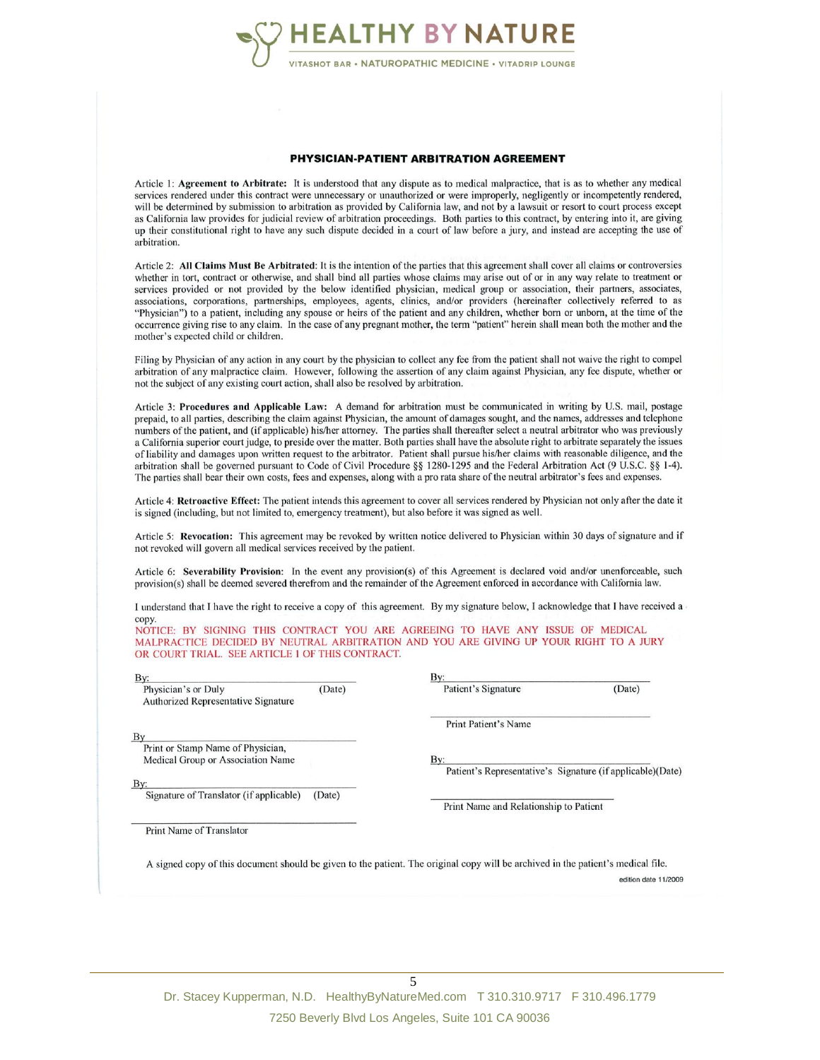HEALTHY BY NATURE

VITASHOT BAR • NATUROPATHIC MEDICINE • VITADRIP LOUNGE

## PHYSICIAN-PATIENT ARBITRATION AGREEMENT

Article 1: **Agreement to Arbitrate:** It is understood that any dispute as to medical malpractice, that is as to whether any medical services rendered under this contract were unnecessary or unauthorized or were improperly, negligently or incompetently rendered, will be determined by submission to arbitration as provided by California law, and not by a lawsuit or resort to court process except as California law provides for judicial review of arbitration proceedings. Both parties to this contract, by entering into it, are giving up their constitutional right to have any such dispute decided in a court of law before a jury, and instead are accepting the use of arbitration.

Article 2: **All Claims Must Be Arbitrated**: It is the intention of the parties that this agreement shall cover all claims or controversies whether in tort, contract or otherwise, and shall bind all parties whose claims may arise out of or in any way relate to treatment or services provided or not provided by the below identified physician, medical group or association, their partners, associates, associations, corporations, partnerships, employees, agents, clinics, and/or providers (hereinafter collectively referred to as "Physician") to a patient, including any spouse or heirs of the patient and any children, whether born or unborn, at the time of the occurrence giving rise to any claim. In the case of any pregnant mother, the term "patient" herein shall mean both the mother and the mother's expected child or children.

Filing by Physician of any action in any court by the physician to collect any fee from the patient shall not waive the right to compel arbitration of any malpractice claim. However, following the assertion of any claim against Physician, any fee dispute, whether or not the subject of any existing court action, shall also be resolved by arbitration.

Article 3: **Procedures and Applicable Law:** A demand for arbitration must be communicated in writing by U.S. mail, postage prepaid, to all parties, describing the claim against Physician, the amount of damages sought, and the names, addresses and telephone numbers of the patient, and (if applicable) his/her attorney. The parties shall thereafter select a neutral arbitrator who was previously a California superior court judge, to preside over the matter. Both parties shall have the absolute right to arbitrate separately the issues of liability and damages upon written request to the arbitrator. Patient shall pursue his/her claims with reasonable diligence, and the arbitration shall be governed pursuant to Code of Civil Procedure §§ 1280-1295 and the Federal Arbitration Act (9 U.S.C. §§ 1-4). The parties shall bear their own costs, fees and expenses, along with a pro rata share of the neutral arbitrator's fees and expenses.

Article 4: **Retroactive Effect:** The patient intends this agreement to cover all services rendered by Physician not only after the date it is signed (including, but not limited to, emergency treatment), but also before it was signed as well.

Article 5: **Revocation:** This agreement may be revoked by written notice delivered to Physician within 30 days of signature and if not revoked will govern all medical services received by the patient.

Article 6: **Severability Provision**: In the event any provision(s) of this Agreement is declared void and/or unenforceable, such provision(s) shall be deemed severed therefrom and the remainder of the Agreement enforced in accordance with California law.

I understand that I have the right to receive a copy of this agreement. By my signature below, I acknowledge that I have received a copy.

NOTICE: BY SIGNING THIS CONTRACT YOU ARE AGREEING TO HAVE ANY ISSUE OF MEDICAL MALPRACTICE DECIDED BY NEUTRAL ARBITRATION AND YOU ARE GIVING UP YOUR RIGHT TO A JURY OR COURT TRIAL. SEE ARTICLE 1 OF THIS CONTRACT.

By: ______________________________
Physician's or Duly Authorized Representative Signature (Date)

By ______________________________
Print or Stamp Name of Physician, Medical Group or Association Name

By: ______________________________
Signature of Translator (if applicable) (Date)

______________________________
Print Name of Translator

By: ______________________________
Patient's Signature (Date)

______________________________
Print Patient's Name

By: ______________________________
Patient's Representative's Signature (if applicable)(Date)

______________________________
Print Name and Relationship to Patient

A signed copy of this document should be given to the patient. The original copy will be archived in the patient's medical file.

edition date 11/2009

Dr. Stacey Kupperman, N.D. HealthyByNatureMed.com T 310.310.9717 F 310.496.1779

7250 Beverly Blvd Los Angeles, Suite 101 CA 90036